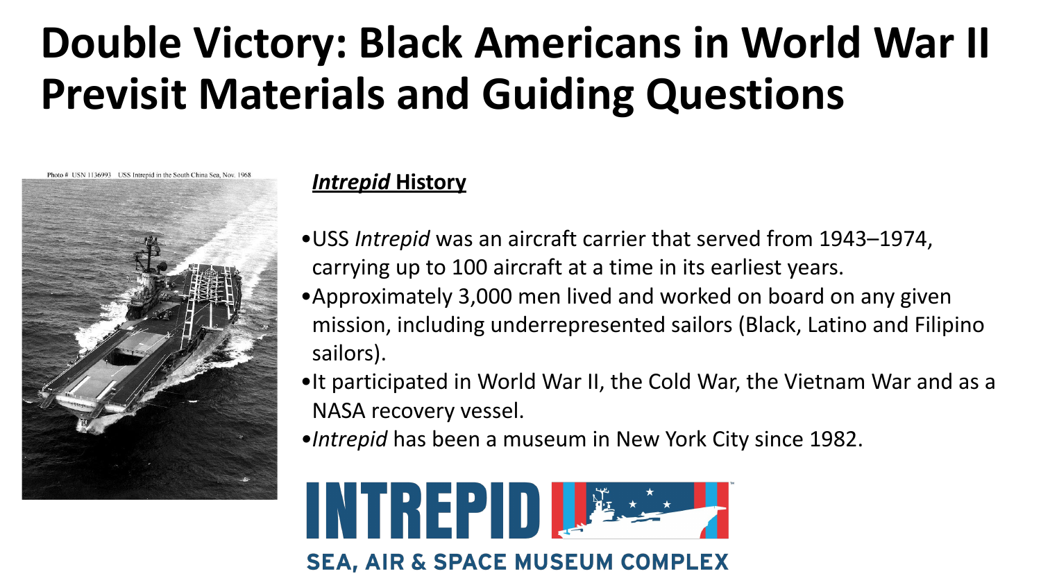# Double Victory: Black Americans in World War II Previsit Materials and Guiding Questions

Photo # USN 1136993 USS Intrepid in the South China Sea, Nov. 1968

## *Intrepid* History

- USS *Intrepid* was an aircraft carrier that served from 1943–1974, carrying up to 100 aircraft at a time in its earliest years.
- Approximately 3,000 men lived and worked on board on any given mission, including underrepresented sailors (Black, Latino and Filipino sailors).
- It participated in World War II, the Cold War, the Vietnam War and as a NASA recovery vessel.
- *Intrepid* has been a museum in New York City since 1982.

INTREPID SEA, AIR & SPACE MUSEUM COMPLEX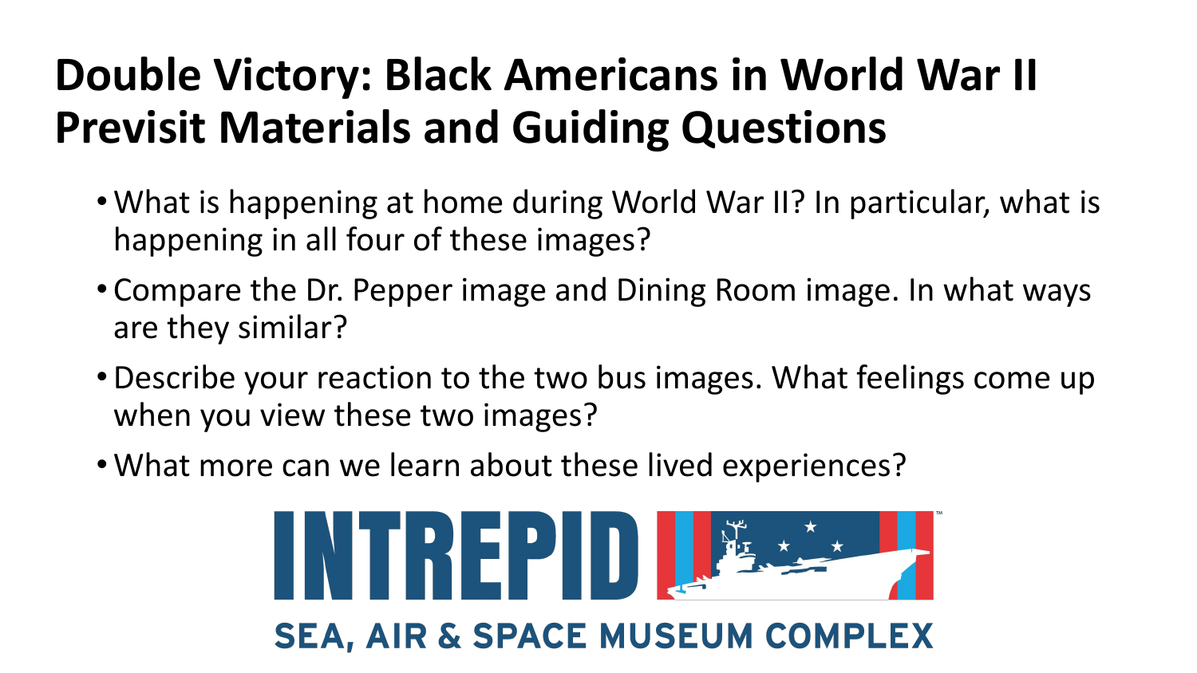# Double Victory: Black Americans in World War II Previsit Materials and Guiding Questions

- What is happening at home during World War II? In particular, what is happening in all four of these images?
- Compare the Dr. Pepper image and Dining Room image. In what ways are they similar?
- Describe your reaction to the two bus images. What feelings come up when you view these two images?
- What more can we learn about these lived experiences?

INTREPID SEA, AIR & SPACE MUSEUM COMPLEX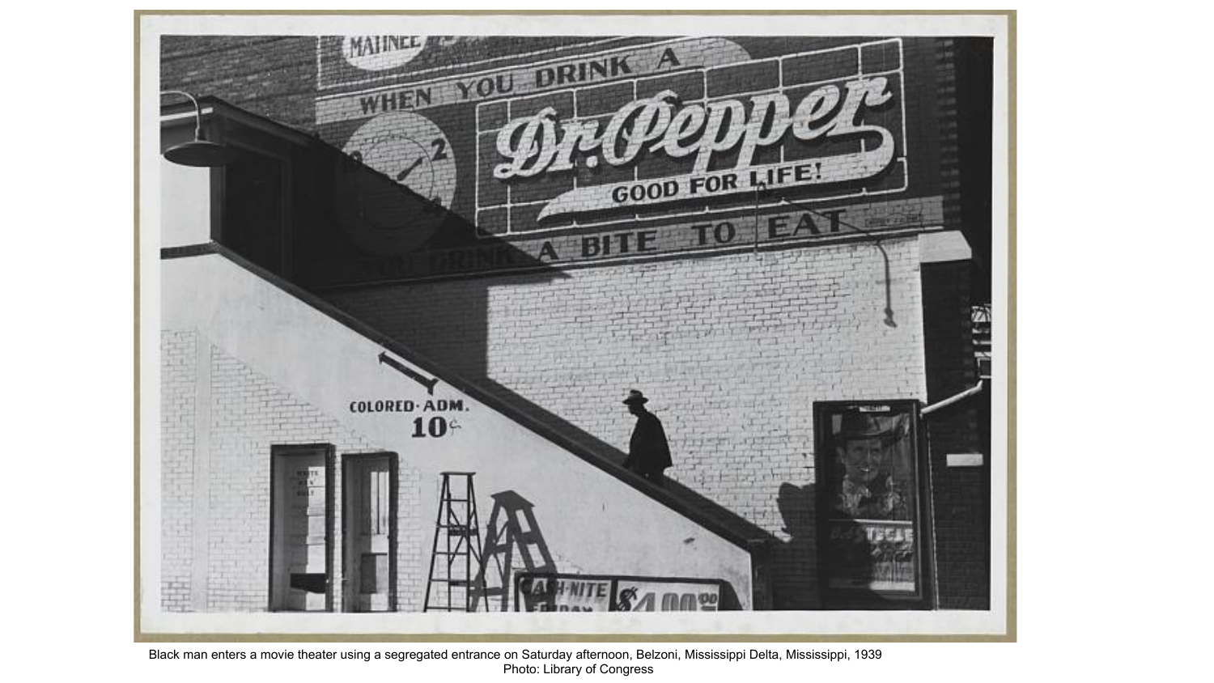Black man enters a movie theater using a segregated entrance on Saturday afternoon, Belzoni, Mississippi Delta, Mississippi, 1939
Photo: Library of Congress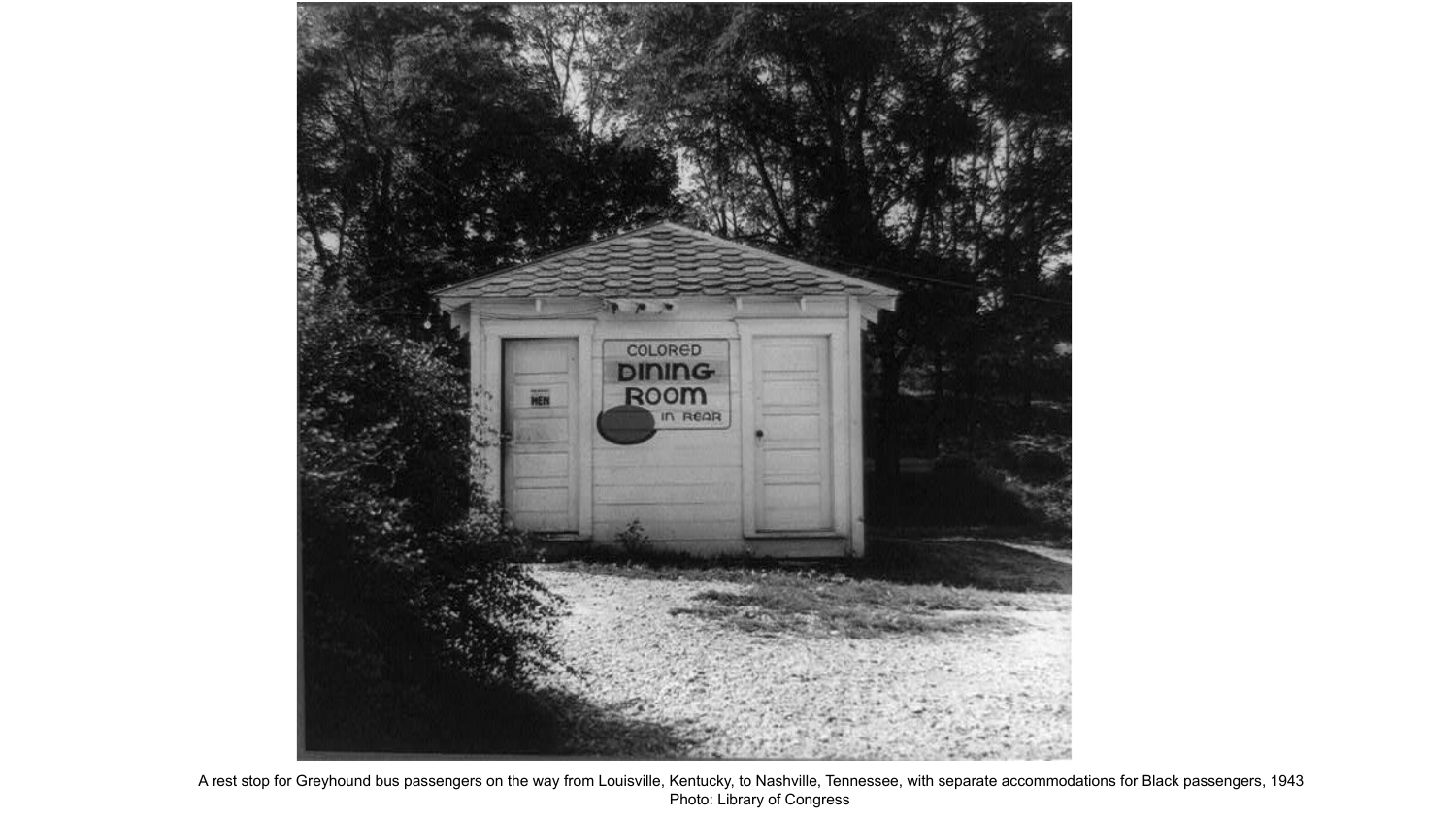A rest stop for Greyhound bus passengers on the way from Louisville, Kentucky, to Nashville, Tennessee, with separate accommodations for Black passengers, 1943
Photo: Library of Congress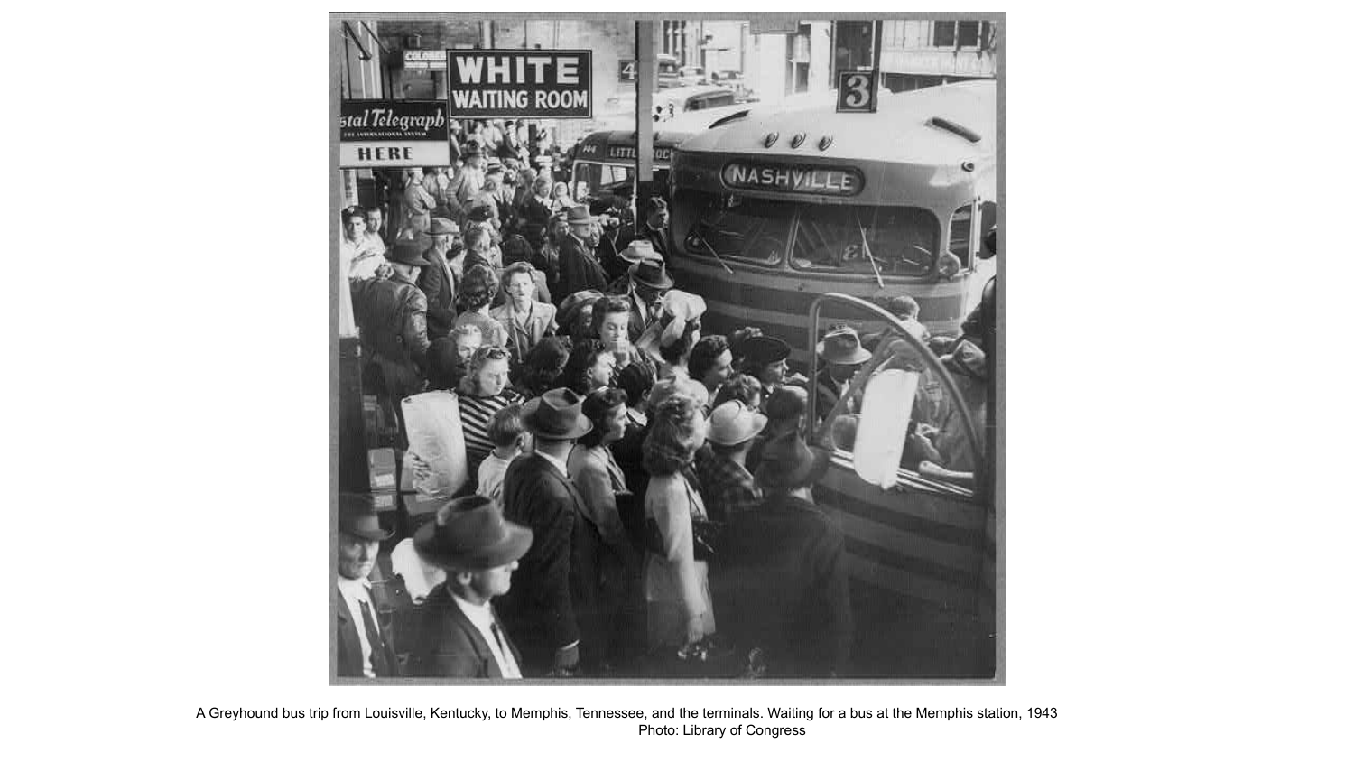A Greyhound bus trip from Louisville, Kentucky, to Memphis, Tennessee, and the terminals. Waiting for a bus at the Memphis station, 1943
Photo: Library of Congress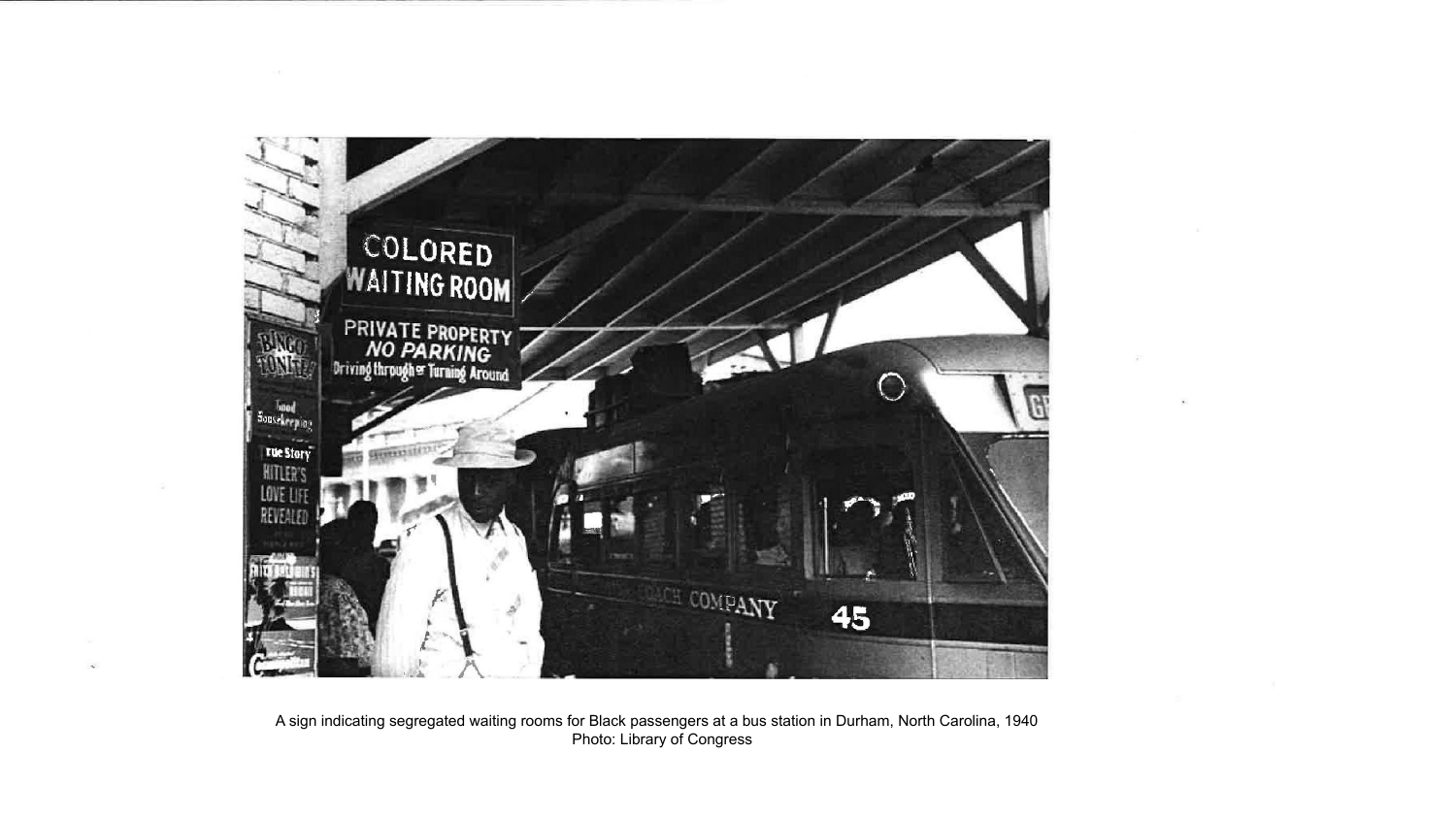A sign indicating segregated waiting rooms for Black passengers at a bus station in Durham, North Carolina, 1940
Photo: Library of Congress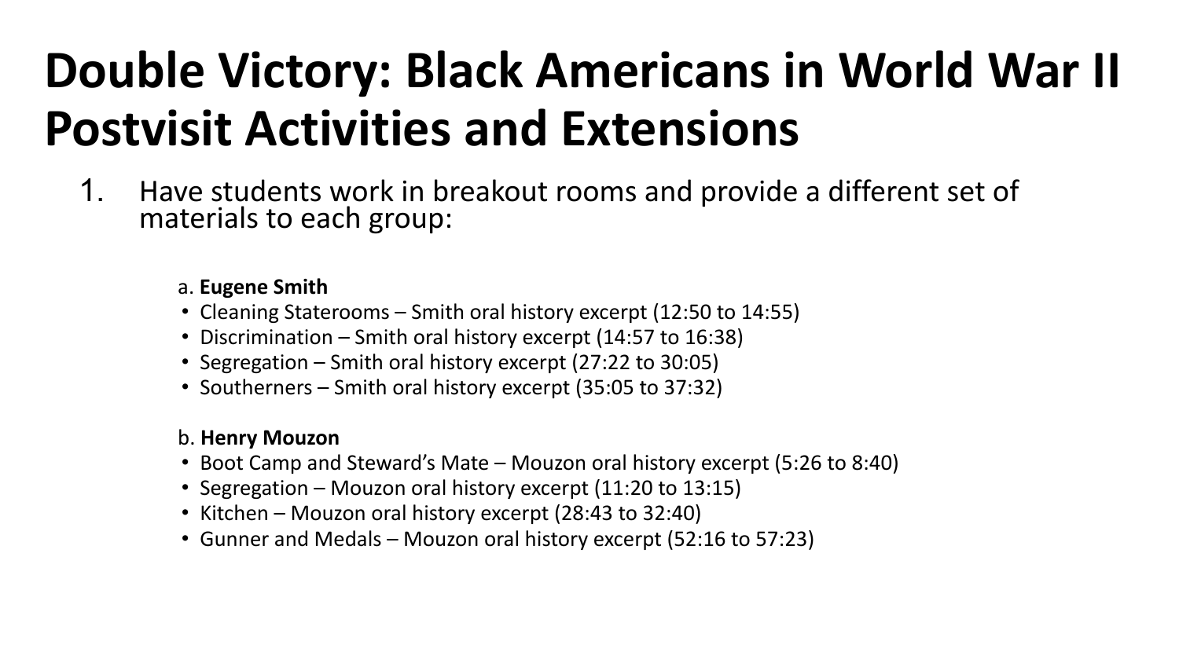# Double Victory: Black Americans in World War II Postvisit Activities and Extensions

1. Have students work in breakout rooms and provide a different set of materials to each group:

   a. **Eugene Smith**
   - Cleaning Staterooms – Smith oral history excerpt (12:50 to 14:55)
   - Discrimination – Smith oral history excerpt (14:57 to 16:38)
   - Segregation – Smith oral history excerpt (27:22 to 30:05)
   - Southerners – Smith oral history excerpt (35:05 to 37:32)

   b. **Henry Mouzon**
   - Boot Camp and Steward's Mate – Mouzon oral history excerpt (5:26 to 8:40)
   - Segregation – Mouzon oral history excerpt (11:20 to 13:15)
   - Kitchen – Mouzon oral history excerpt (28:43 to 32:40)
   - Gunner and Medals – Mouzon oral history excerpt (52:16 to 57:23)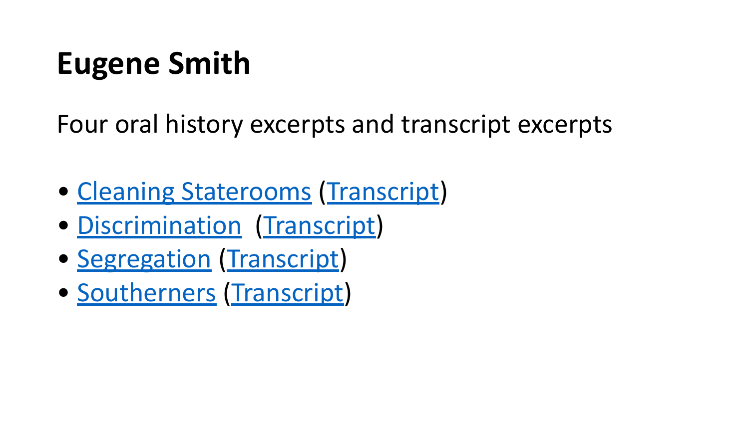# Eugene Smith

Four oral history excerpts and transcript excerpts

- Cleaning Staterooms (Transcript)
- Discrimination (Transcript)
- Segregation (Transcript)
- Southerners (Transcript)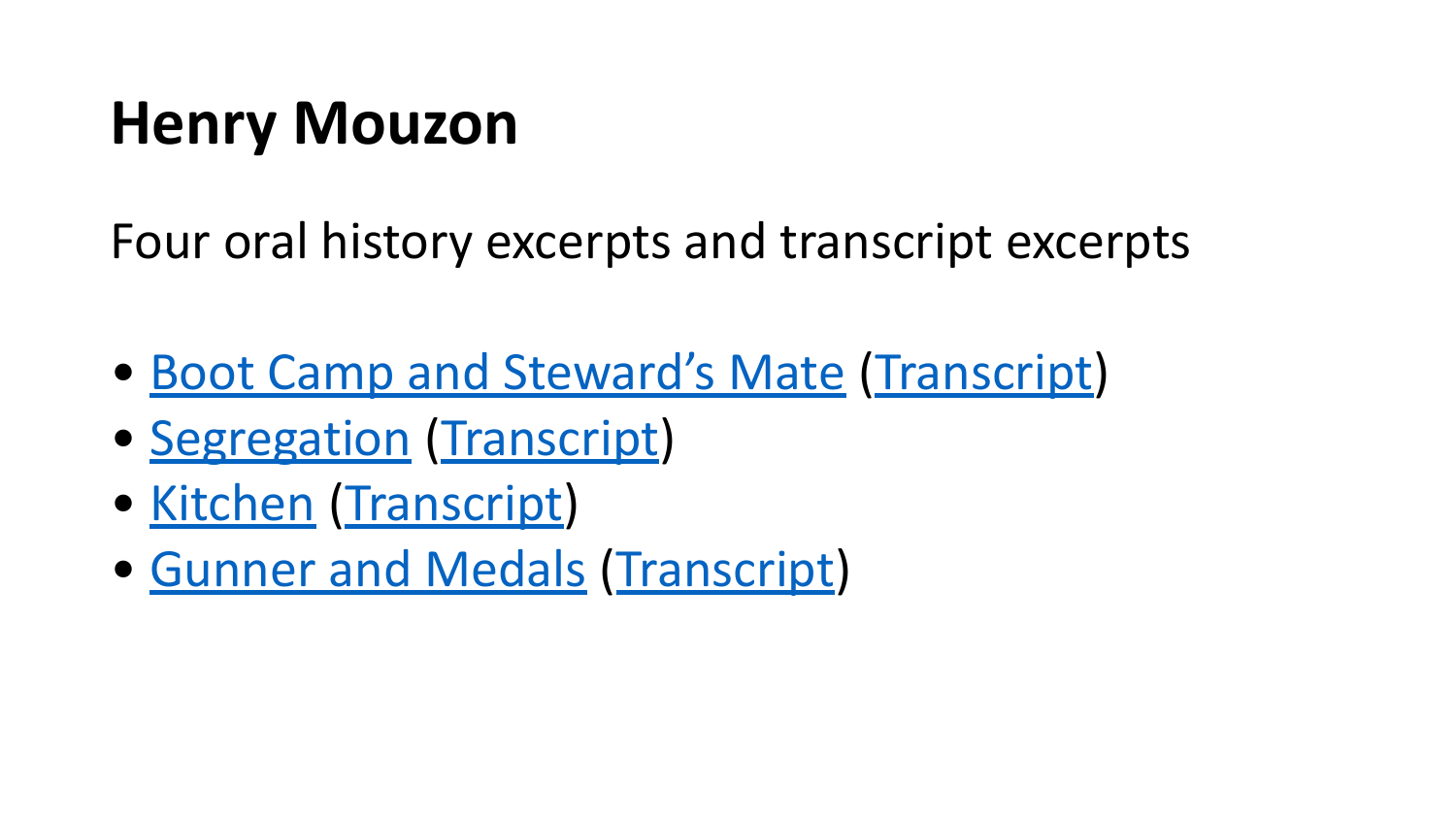# Henry Mouzon

Four oral history excerpts and transcript excerpts

- Boot Camp and Steward's Mate (Transcript)
- Segregation (Transcript)
- Kitchen (Transcript)
- Gunner and Medals (Transcript)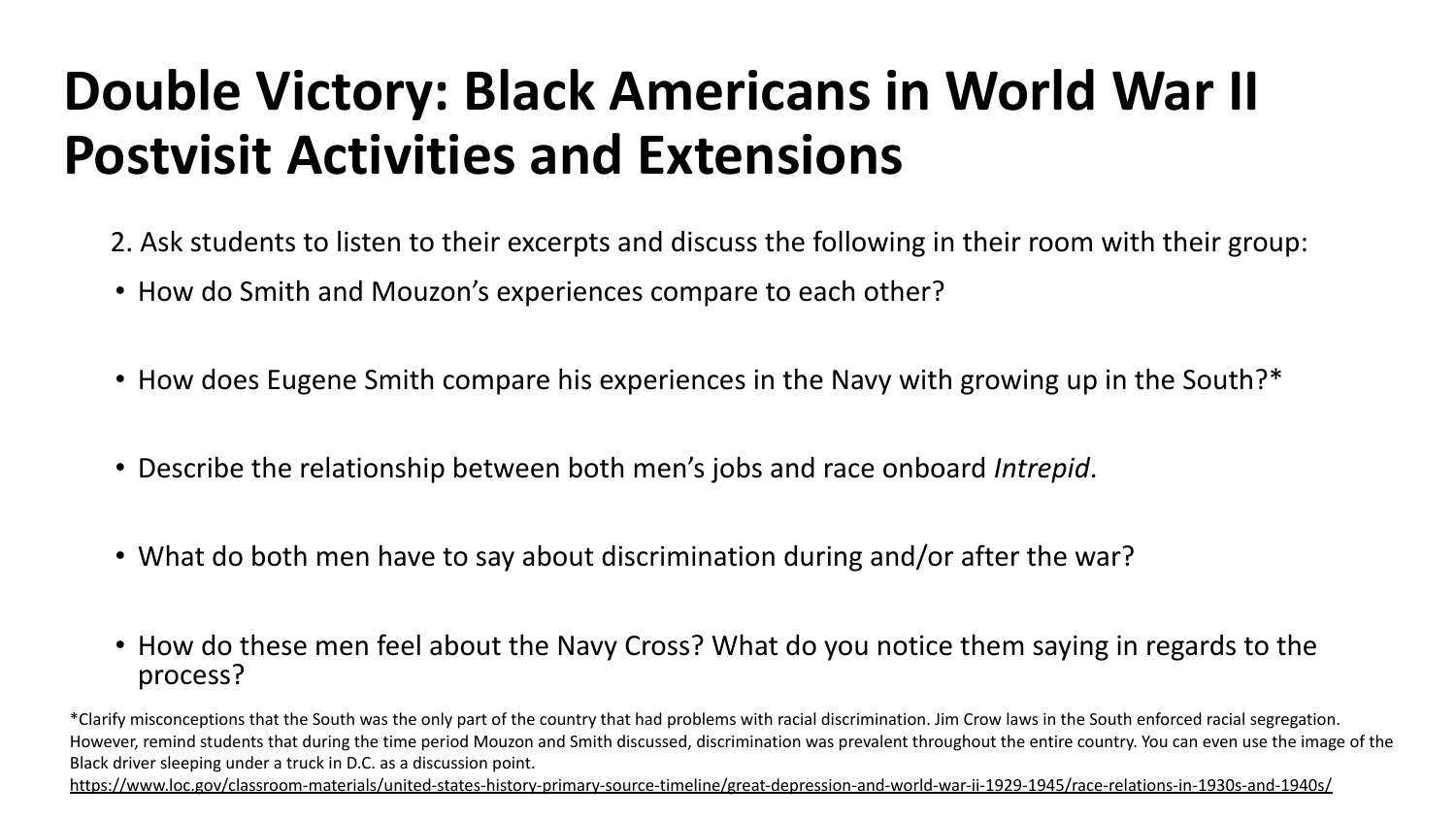# Double Victory: Black Americans in World War II Postvisit Activities and Extensions

2. Ask students to listen to their excerpts and discuss the following in their room with their group:

- How do Smith and Mouzon's experiences compare to each other?
- How does Eugene Smith compare his experiences in the Navy with growing up in the South?*
- Describe the relationship between both men's jobs and race onboard *Intrepid*.
- What do both men have to say about discrimination during and/or after the war?
- How do these men feel about the Navy Cross? What do you notice them saying in regards to the process?

*Clarify misconceptions that the South was the only part of the country that had problems with racial discrimination. Jim Crow laws in the South enforced racial segregation. However, remind students that during the time period Mouzon and Smith discussed, discrimination was prevalent throughout the entire country. You can even use the image of the Black driver sleeping under a truck in D.C. as a discussion point.
https://www.loc.gov/classroom-materials/united-states-history-primary-source-timeline/great-depression-and-world-war-ii-1929-1945/race-relations-in-1930s-and-1940s/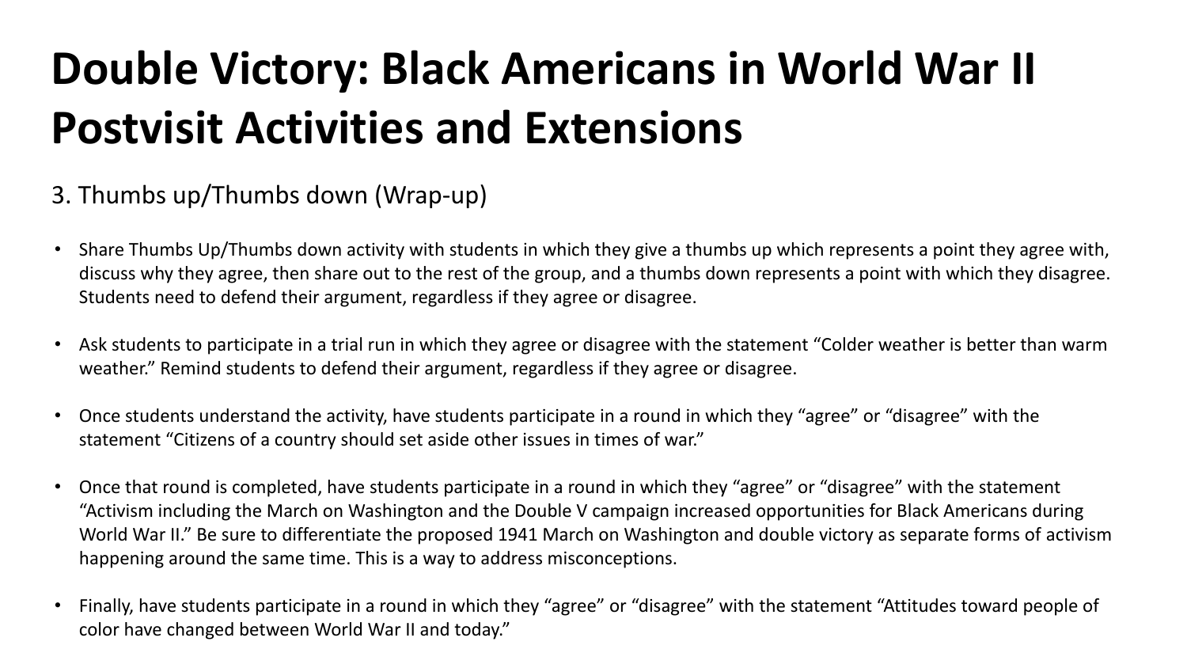# Double Victory: Black Americans in World War II Postvisit Activities and Extensions

3. Thumbs up/Thumbs down (Wrap-up)

- Share Thumbs Up/Thumbs down activity with students in which they give a thumbs up which represents a point they agree with, discuss why they agree, then share out to the rest of the group, and a thumbs down represents a point with which they disagree. Students need to defend their argument, regardless if they agree or disagree.

- Ask students to participate in a trial run in which they agree or disagree with the statement "Colder weather is better than warm weather." Remind students to defend their argument, regardless if they agree or disagree.

- Once students understand the activity, have students participate in a round in which they "agree" or "disagree" with the statement "Citizens of a country should set aside other issues in times of war."

- Once that round is completed, have students participate in a round in which they "agree" or "disagree" with the statement "Activism including the March on Washington and the Double V campaign increased opportunities for Black Americans during World War II." Be sure to differentiate the proposed 1941 March on Washington and double victory as separate forms of activism happening around the same time. This is a way to address misconceptions.

- Finally, have students participate in a round in which they "agree" or "disagree" with the statement "Attitudes toward people of color have changed between World War II and today."